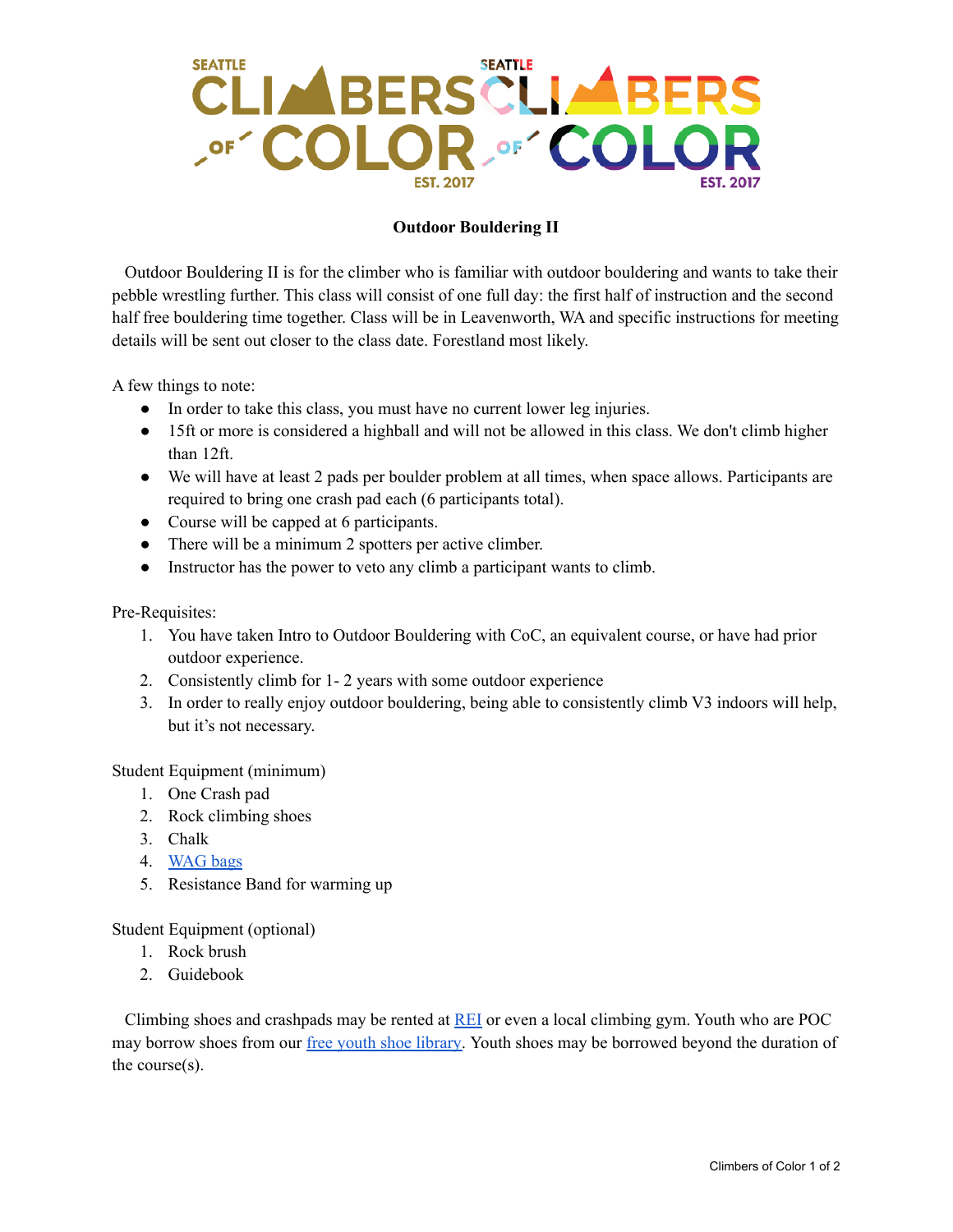# Outdoor Bouldering II

Outdoor Bouldering II is for the climber who is familiar with outdoor bouldering and wants to take their pebble wrestling further. This class will consist of one full day: the first half of instruction and the second half free bouldering time together. Class will be in Leavenworth, WA and specific instructions for meeting details will be sent out closer to the class date. Forestland most likely.

A few things to note:

- In order to take this class, you must have no current lower leg injuries.
- 15ft or more is considered a highball and will not be allowed in this class. We don't climb higher than 12ft.
- We will have at least 2 pads per boulder problem at all times, when space allows. Participants are required to bring one crash pad each (6 participants total).
- Course will be capped at 6 participants.
- There will be a minimum 2 spotters per active climber.
- Instructor has the power to veto any climb a participant wants to climb.

Pre-Requisites:

1. You have taken Intro to Outdoor Bouldering with CoC, an equivalent course, or have had prior outdoor experience.
2. Consistently climb for 1- 2 years with some outdoor experience
3. In order to really enjoy outdoor bouldering, being able to consistently climb V3 indoors will help, but it's not necessary.

Student Equipment (minimum)

1. One Crash pad
2. Rock climbing shoes
3. Chalk
4. [WAG bags]
5. Resistance Band for warming up

Student Equipment (optional)

1. Rock brush
2. Guidebook

Climbing shoes and crashpads may be rented at [REI] or even a local climbing gym. Youth who are POC may borrow shoes from our [free youth shoe library]. Youth shoes may be borrowed beyond the duration of the course(s).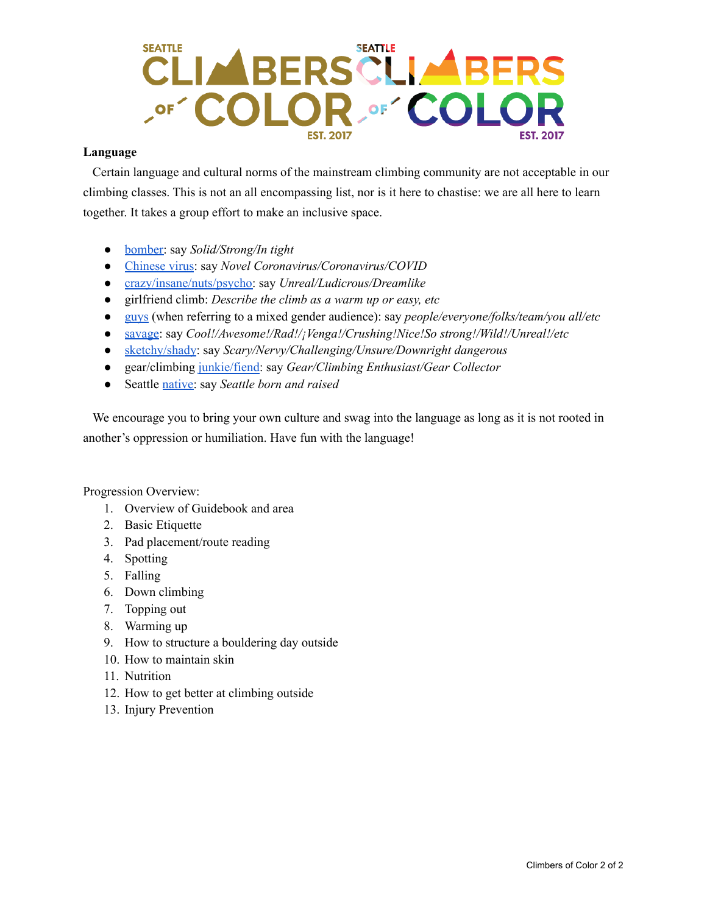**Language**

Certain language and cultural norms of the mainstream climbing community are not acceptable in our climbing classes. This is not an all encompassing list, nor is it here to chastise: we are all here to learn together. It takes a group effort to make an inclusive space.

- bomber: say *Solid/Strong/In tight*
- Chinese virus: say *Novel Coronavirus/Coronavirus/COVID*
- crazy/insane/nuts/psycho: say *Unreal/Ludicrous/Dreamlike*
- girlfriend climb: *Describe the climb as a warm up or easy, etc*
- guys (when referring to a mixed gender audience): say *people/everyone/folks/team/you all/etc*
- savage: say *Cool!/Awesome!/Rad!/¡Venga!/Crushing!Nice!So strong!/Wild!/Unreal!/etc*
- sketchy/shady: say *Scary/Nervy/Challenging/Unsure/Downright dangerous*
- gear/climbing junkie/fiend: say *Gear/Climbing Enthusiast/Gear Collector*
- Seattle native: say *Seattle born and raised*

We encourage you to bring your own culture and swag into the language as long as it is not rooted in another's oppression or humiliation. Have fun with the language!

Progression Overview:

1. Overview of Guidebook and area
2. Basic Etiquette
3. Pad placement/route reading
4. Spotting
5. Falling
6. Down climbing
7. Topping out
8. Warming up
9. How to structure a bouldering day outside
10. How to maintain skin
11. Nutrition
12. How to get better at climbing outside
13. Injury Prevention